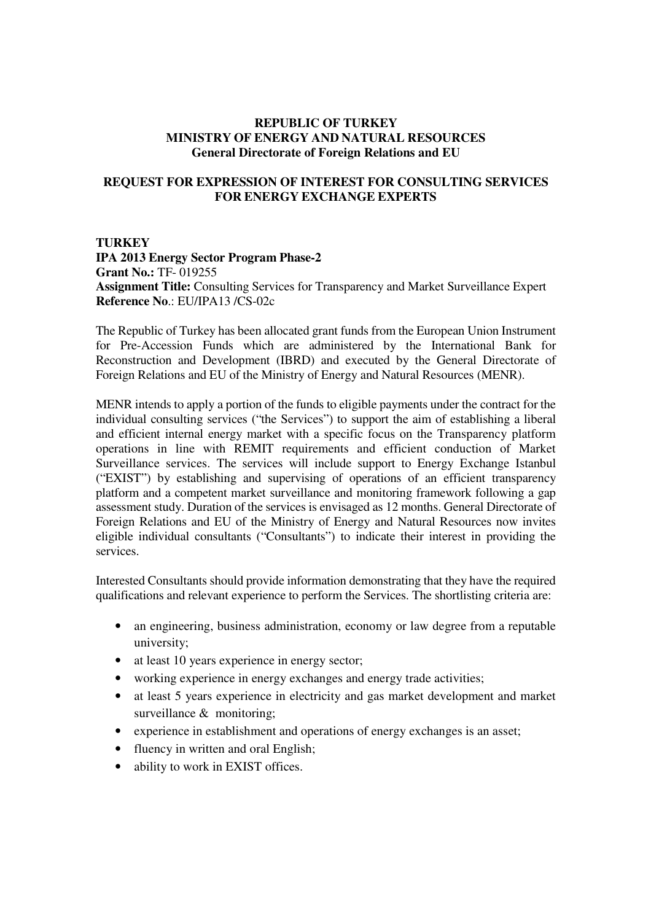**REPUBLIC OF TURKEY**
**MINISTRY OF ENERGY AND NATURAL RESOURCES**
**General Directorate of Foreign Relations and EU**

**REQUEST FOR EXPRESSION OF INTEREST FOR CONSULTING SERVICES FOR ENERGY EXCHANGE EXPERTS**

**TURKEY**
**IPA 2013 Energy Sector Program Phase-2**
**Grant No.:** TF- 019255
**Assignment Title:** Consulting Services for Transparency and Market Surveillance Expert
**Reference No**.: EU/IPA13 /CS-02c

The Republic of Turkey has been allocated grant funds from the European Union Instrument for Pre-Accession Funds which are administered by the International Bank for Reconstruction and Development (IBRD) and executed by the General Directorate of Foreign Relations and EU of the Ministry of Energy and Natural Resources (MENR).

MENR intends to apply a portion of the funds to eligible payments under the contract for the individual consulting services ("the Services") to support the aim of establishing a liberal and efficient internal energy market with a specific focus on the Transparency platform operations in line with REMIT requirements and efficient conduction of Market Surveillance services. The services will include support to Energy Exchange Istanbul ("EXIST") by establishing and supervising of operations of an efficient transparency platform and a competent market surveillance and monitoring framework following a gap assessment study. Duration of the services is envisaged as 12 months. General Directorate of Foreign Relations and EU of the Ministry of Energy and Natural Resources now invites eligible individual consultants ("Consultants") to indicate their interest in providing the services.

Interested Consultants should provide information demonstrating that they have the required qualifications and relevant experience to perform the Services. The shortlisting criteria are:

- an engineering, business administration, economy or law degree from a reputable university;
- at least 10 years experience in energy sector;
- working experience in energy exchanges and energy trade activities;
- at least 5 years experience in electricity and gas market development and market surveillance & monitoring;
- experience in establishment and operations of energy exchanges is an asset;
- fluency in written and oral English;
- ability to work in EXIST offices.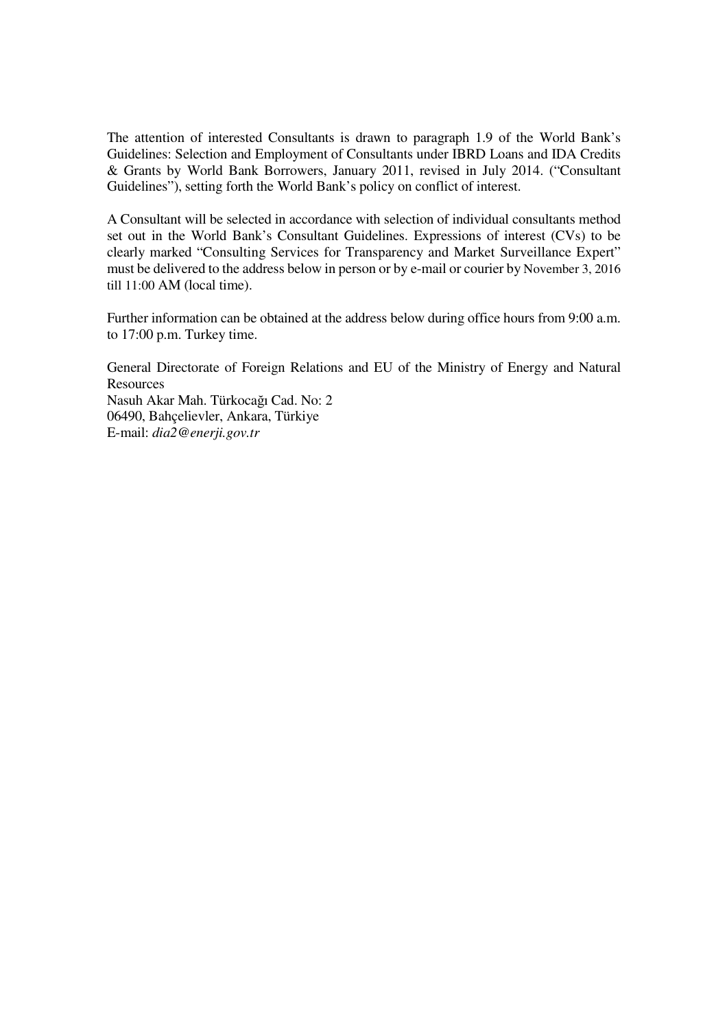The attention of interested Consultants is drawn to paragraph 1.9 of the World Bank's Guidelines: Selection and Employment of Consultants under IBRD Loans and IDA Credits & Grants by World Bank Borrowers, January 2011, revised in July 2014. ("Consultant Guidelines"), setting forth the World Bank's policy on conflict of interest.

A Consultant will be selected in accordance with selection of individual consultants method set out in the World Bank's Consultant Guidelines. Expressions of interest (CVs) to be clearly marked "Consulting Services for Transparency and Market Surveillance Expert" must be delivered to the address below in person or by e-mail or courier by November 3, 2016 till 11:00 AM (local time).

Further information can be obtained at the address below during office hours from 9:00 a.m. to 17:00 p.m. Turkey time.

General Directorate of Foreign Relations and EU of the Ministry of Energy and Natural Resources  
Nasuh Akar Mah. Türkocağı Cad. No: 2  
06490, Bahçelievler, Ankara, Türkiye  
E-mail: *dia2@enerji.gov.tr*